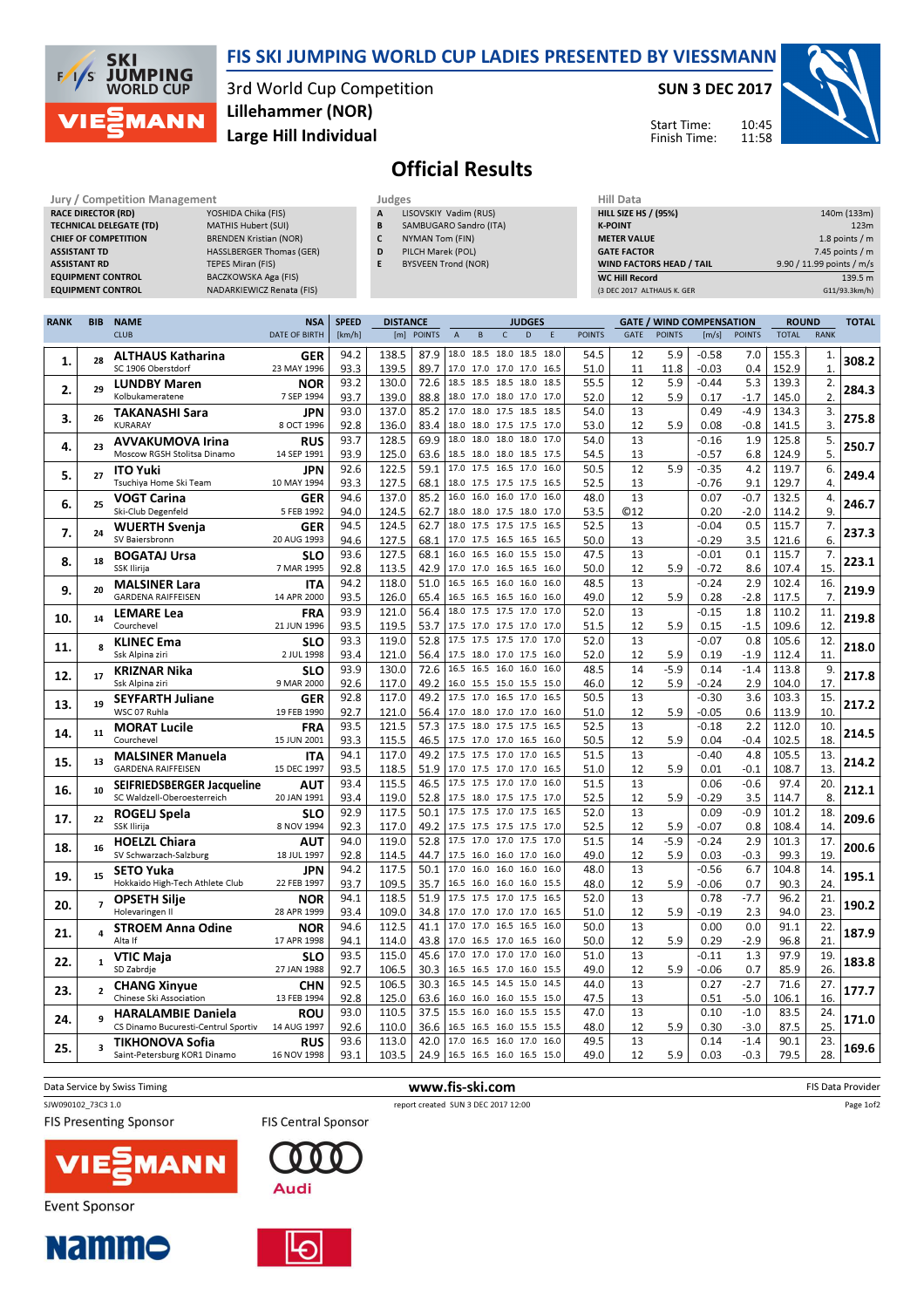# FIS SKI JUMPING WORLD CUP LADIES PRESENTED BY VIESSMANN

3rd World Cup Competition
Lillehammer (NOR)
Large Hill Individual

SUN 3 DEC 2017

Start Time: 10:45
Finish Time: 11:58

## Official Results

**Jury / Competition Management**

| | |
|---|---|
| RACE DIRECTOR (RD) | YOSHIDA Chika (FIS) |
| TECHNICAL DELEGATE (TD) | MATHIS Hubert (SUI) |
| CHIEF OF COMPETITION | BRENDEN Kristian (NOR) |
| ASSISTANT TD | HASSLBERGER Thomas (GER) |
| ASSISTANT RD | TEPES Miran (FIS) |
| EQUIPMENT CONTROL | BACZKOWSKA Aga (FIS) |
| EQUIPMENT CONTROL | NADARKIEWICZ Renata (FIS) |

**Judges**

| | |
|---|---|
| A | LISOVSKIY Vadim (RUS) |
| B | SAMBUGARO Sandro (ITA) |
| C | NYMAN Tom (FIN) |
| D | PILCH Marek (POL) |
| E | BYSVEEN Trond (NOR) |

**Hill Data**

| | |
|---|---|
| HILL SIZE HS / (95%) | 140m (133m) |
| K-POINT | 123m |
| METER VALUE | 1.8 points / m |
| GATE FACTOR | 7.45 points / m |
| WIND FACTORS HEAD / TAIL | 9.90 / 11.99 points / m/s |
| WC Hill Record | 139.5 m |
| (3 DEC 2017 ALTHAUS K. GER | G11/93.3km/h) |

| RANK | BIB | NAME / CLUB | NSA / DATE OF BIRTH | SPEED [km/h] | DISTANCE [m] | DISTANCE POINTS | A | B | C | D | E | JUDGES POINTS | GATE | GATE POINTS | WIND [m/s] | WIND POINTS | ROUND TOTAL | ROUND RANK | TOTAL |
|---|---|---|---|---|---|---|---|---|---|---|---|---|---|---|---|---|---|---|---|
| 1. | 28 | ALTHAUS Katharina | GER | 94.2 | 138.5 | 87.9 | 18.0 | 18.5 | 18.0 | 18.5 | 18.0 | 54.5 | 12 | 5.9 | -0.58 | 7.0 | 155.3 | 1. | 308.2 |
| | | SC 1906 Oberstdorf | 23 MAY 1996 | 93.3 | 139.5 | 89.7 | 17.0 | 17.0 | 17.0 | 17.0 | 16.5 | 51.0 | 11 | 11.8 | -0.03 | 0.4 | 152.9 | 1. | |
| 2. | 29 | LUNDBY Maren | NOR | 93.2 | 130.0 | 72.6 | 18.5 | 18.5 | 18.5 | 18.0 | 18.5 | 55.5 | 12 | 5.9 | -0.44 | 5.3 | 139.3 | 2. | 284.3 |
| | | Kolbukameratene | 7 SEP 1994 | 93.7 | 139.0 | 88.8 | 18.0 | 17.0 | 18.0 | 17.0 | 17.0 | 52.0 | 12 | 5.9 | 0.17 | -1.7 | 145.0 | 2. | |
| 3. | 26 | TAKANASHI Sara | JPN | 93.0 | 137.0 | 85.2 | 17.0 | 18.0 | 17.5 | 18.5 | 18.5 | 54.0 | 13 | | 0.49 | -4.9 | 134.3 | 3. | 275.8 |
| | | KURARAY | 8 OCT 1996 | 92.8 | 136.0 | 83.4 | 18.0 | 18.0 | 17.5 | 17.5 | 17.0 | 53.0 | 12 | 5.9 | 0.08 | -0.8 | 141.5 | 3. | |
| 4. | 23 | AVVAKUMOVA Irina | RUS | 93.7 | 128.5 | 69.9 | 18.0 | 18.0 | 18.0 | 18.0 | 17.0 | 54.0 | 13 | | -0.16 | 1.9 | 125.8 | 5. | 250.7 |
| | | Moscow RGSH Stolitsa Dinamo | 14 SEP 1991 | 93.9 | 125.0 | 63.6 | 18.5 | 18.0 | 18.0 | 18.5 | 17.5 | 54.5 | 13 | | -0.57 | 6.8 | 124.9 | 5. | |
| 5. | 27 | ITO Yuki | JPN | 92.6 | 122.5 | 59.1 | 17.0 | 17.5 | 16.5 | 17.0 | 16.0 | 50.5 | 12 | 5.9 | -0.35 | 4.2 | 119.7 | 6. | 249.4 |
| | | Tsuchiya Home Ski Team | 10 MAY 1994 | 93.3 | 127.5 | 68.1 | 18.0 | 17.5 | 17.5 | 17.5 | 16.5 | 52.5 | 13 | | -0.76 | 9.1 | 129.7 | 4. | |
| 6. | 25 | VOGT Carina | GER | 94.6 | 137.0 | 85.2 | 16.0 | 16.0 | 16.0 | 17.0 | 16.0 | 48.0 | 13 | | 0.07 | -0.7 | 132.5 | 4. | 246.7 |
| | | Ski-Club Degenfeld | 5 FEB 1992 | 94.0 | 124.5 | 62.7 | 18.0 | 18.0 | 17.5 | 18.0 | 17.0 | 53.5 | ©12 | | 0.20 | -2.0 | 114.2 | 9. | |
| 7. | 24 | WUERTH Svenja | GER | 94.5 | 124.5 | 62.7 | 18.0 | 17.5 | 17.5 | 17.5 | 16.5 | 52.5 | 13 | | -0.04 | 0.5 | 115.7 | 7. | 237.3 |
| | | SV Baiersbronn | 20 AUG 1993 | 94.6 | 127.5 | 68.1 | 17.0 | 17.5 | 16.5 | 16.5 | 16.5 | 50.0 | 13 | | -0.29 | 3.5 | 121.6 | 6. | |
| 8. | 18 | BOGATAJ Ursa | SLO | 93.6 | 127.5 | 68.1 | 16.0 | 16.5 | 16.0 | 15.5 | 15.0 | 47.5 | 13 | | -0.01 | 0.1 | 115.7 | 7. | 223.1 |
| | | SSK Ilirija | 7 MAR 1995 | 92.8 | 113.5 | 42.9 | 17.0 | 17.0 | 16.5 | 16.5 | 16.0 | 50.0 | 12 | 5.9 | -0.72 | 8.6 | 107.4 | 15. | |
| 9. | 20 | MALSINER Lara | ITA | 94.2 | 118.0 | 51.0 | 16.5 | 16.5 | 16.0 | 16.0 | 16.0 | 48.5 | 13 | | -0.24 | 2.9 | 102.4 | 16. | 219.9 |
| | | GARDENA RAIFFEISEN | 14 APR 2000 | 93.5 | 126.0 | 65.4 | 16.5 | 16.5 | 16.5 | 16.0 | 16.0 | 49.0 | 12 | 5.9 | 0.28 | -2.8 | 117.5 | 7. | |
| 10. | 14 | LEMARE Lea | FRA | 93.9 | 121.0 | 56.4 | 18.0 | 17.5 | 17.5 | 17.0 | 17.0 | 52.0 | 13 | | -0.15 | 1.8 | 110.2 | 11. | 219.8 |
| | | Courchevel | 21 JUN 1996 | 93.5 | 119.5 | 53.7 | 17.5 | 17.0 | 17.5 | 17.0 | 17.0 | 51.5 | 12 | 5.9 | 0.15 | -1.5 | 109.6 | 12. | |
| 11. | 8 | KLINEC Ema | SLO | 93.3 | 119.0 | 52.8 | 17.5 | 17.5 | 17.5 | 17.0 | 17.0 | 52.0 | 13 | | -0.07 | 0.8 | 105.6 | 12. | 218.0 |
| | | Ssk Alpina ziri | 2 JUL 1998 | 93.4 | 121.0 | 56.4 | 17.5 | 18.0 | 17.0 | 17.5 | 16.0 | 52.0 | 12 | 5.9 | 0.19 | -1.9 | 112.4 | 11. | |
| 12. | 17 | KRIZNAR Nika | SLO | 93.9 | 130.0 | 72.6 | 16.5 | 16.5 | 16.0 | 16.0 | 16.0 | 48.5 | 14 | -5.9 | 0.14 | -1.4 | 113.8 | 9. | 217.8 |
| | | Ssk Alpina ziri | 9 MAR 2000 | 92.6 | 117.0 | 49.2 | 16.0 | 15.5 | 15.0 | 15.5 | 15.0 | 46.0 | 12 | 5.9 | -0.24 | 2.9 | 104.0 | 17. | |
| 13. | 19 | SEYFARTH Juliane | GER | 92.8 | 117.0 | 49.2 | 17.5 | 17.0 | 16.5 | 17.0 | 16.5 | 50.5 | 13 | | -0.30 | 3.6 | 103.3 | 15. | 217.2 |
| | | WSC 07 Ruhla | 19 FEB 1990 | 92.7 | 121.0 | 56.4 | 17.0 | 18.0 | 17.0 | 17.0 | 16.0 | 51.0 | 12 | 5.9 | -0.05 | 0.6 | 113.9 | 10. | |
| 14. | 11 | MORAT Lucile | FRA | 93.5 | 121.5 | 57.3 | 17.5 | 18.0 | 17.5 | 17.5 | 16.5 | 52.5 | 13 | | -0.18 | 2.2 | 112.0 | 10. | 214.5 |
| | | Courchevel | 15 JUN 2001 | 93.3 | 115.5 | 46.5 | 17.5 | 17.0 | 17.0 | 16.5 | 16.0 | 50.5 | 12 | 5.9 | 0.04 | -0.4 | 102.5 | 18. | |
| 15. | 13 | MALSINER Manuela | ITA | 94.1 | 117.0 | 49.2 | 17.5 | 17.5 | 17.0 | 17.0 | 16.5 | 51.5 | 13 | | -0.40 | 4.8 | 105.5 | 13. | 214.2 |
| | | GARDENA RAIFFEISEN | 15 DEC 1997 | 93.5 | 118.5 | 51.9 | 17.0 | 17.5 | 17.0 | 17.0 | 16.5 | 51.0 | 12 | 5.9 | 0.01 | -0.1 | 108.7 | 13. | |
| 16. | 10 | SEIFRIEDSBERGER Jacqueline | AUT | 93.4 | 115.5 | 46.5 | 17.5 | 17.5 | 17.0 | 17.0 | 16.0 | 51.5 | 13 | | 0.06 | -0.6 | 97.4 | 20. | 212.1 |
| | | SC Waldzell-Oberoesterreich | 20 JAN 1991 | 93.4 | 119.0 | 52.8 | 17.5 | 18.0 | 17.5 | 17.5 | 17.0 | 52.5 | 12 | 5.9 | -0.29 | 3.5 | 114.7 | 8. | |
| 17. | 22 | ROGELJ Spela | SLO | 92.9 | 117.5 | 50.1 | 17.5 | 17.5 | 17.0 | 17.5 | 16.5 | 52.0 | 13 | | 0.09 | -0.9 | 101.2 | 18. | 209.6 |
| | | SSK Ilirija | 8 NOV 1994 | 92.3 | 117.0 | 49.2 | 17.5 | 17.5 | 17.5 | 17.5 | 17.0 | 52.5 | 12 | 5.9 | -0.07 | 0.8 | 108.4 | 14. | |
| 18. | 16 | HOELZL Chiara | AUT | 94.0 | 119.0 | 52.8 | 17.5 | 17.0 | 17.0 | 17.5 | 17.0 | 51.5 | 14 | -5.9 | -0.24 | 2.9 | 101.3 | 17. | 200.6 |
| | | SV Schwarzach-Salzburg | 18 JUL 1997 | 92.8 | 114.5 | 44.7 | 17.5 | 16.0 | 16.0 | 17.0 | 16.0 | 49.0 | 12 | 5.9 | 0.03 | -0.3 | 99.3 | 19. | |
| 19. | 15 | SETO Yuka | JPN | 94.2 | 117.5 | 50.1 | 17.0 | 16.0 | 16.0 | 16.0 | 16.0 | 48.0 | 13 | | -0.56 | 6.7 | 104.8 | 14. | 195.1 |
| | | Hokkaido High-Tech Athlete Club | 22 FEB 1997 | 93.7 | 109.5 | 35.7 | 16.5 | 16.0 | 16.0 | 16.0 | 15.5 | 48.0 | 12 | 5.9 | -0.06 | 0.7 | 90.3 | 24. | |
| 20. | 7 | OPSETH Silje | NOR | 94.1 | 118.5 | 51.9 | 17.5 | 17.5 | 17.0 | 17.5 | 16.5 | 52.0 | 13 | | 0.78 | -7.7 | 96.2 | 21. | 190.2 |
| | | Holevaringen Il | 28 APR 1999 | 93.4 | 109.0 | 34.8 | 17.0 | 17.0 | 17.0 | 17.0 | 16.5 | 51.0 | 12 | 5.9 | -0.19 | 2.3 | 94.0 | 23. | |
| 21. | 4 | STROEM Anna Odine | NOR | 94.6 | 112.5 | 41.1 | 17.0 | 17.0 | 16.5 | 16.5 | 16.0 | 50.0 | 13 | | 0.00 | 0.0 | 91.1 | 22. | 187.9 |
| | | Alta If | 17 APR 1998 | 94.1 | 114.0 | 43.8 | 17.0 | 16.5 | 17.0 | 16.5 | 16.0 | 50.0 | 12 | 5.9 | 0.29 | -2.9 | 96.8 | 21. | |
| 22. | 1 | VTIC Maja | SLO | 93.5 | 115.0 | 45.6 | 17.0 | 17.0 | 17.0 | 17.0 | 16.0 | 51.0 | 13 | | -0.11 | 1.3 | 97.9 | 19. | 183.8 |
| | | SD Zabrdje | 27 JAN 1988 | 92.7 | 106.5 | 30.3 | 16.5 | 16.5 | 17.0 | 16.0 | 15.5 | 49.0 | 12 | 5.9 | -0.06 | 0.7 | 85.9 | 26. | |
| 23. | 2 | CHANG Xinyue | CHN | 92.5 | 106.5 | 30.3 | 16.5 | 14.5 | 14.5 | 15.0 | 14.5 | 44.0 | 13 | | 0.27 | -2.7 | 71.6 | 27. | 177.7 |
| | | Chinese Ski Association | 13 FEB 1994 | 92.8 | 125.0 | 63.6 | 16.0 | 16.0 | 16.0 | 15.5 | 15.0 | 47.5 | 13 | | 0.51 | -5.0 | 106.1 | 16. | |
| 24. | 9 | HARALAMBIE Daniela | ROU | 93.0 | 110.5 | 37.5 | 15.5 | 16.0 | 16.0 | 15.5 | 15.5 | 47.0 | 13 | | 0.10 | -1.0 | 83.5 | 24. | 171.0 |
| | | CS Dinamo Bucuresti-Centrul Sportiv | 14 AUG 1997 | 92.6 | 110.0 | 36.6 | 16.5 | 16.5 | 16.0 | 15.5 | 15.5 | 48.0 | 12 | 5.9 | 0.30 | -3.0 | 87.5 | 25. | |
| 25. | 3 | TIKHONOVA Sofia | RUS | 93.6 | 113.0 | 42.0 | 17.0 | 16.5 | 16.0 | 17.0 | 16.0 | 49.5 | 13 | | 0.14 | -1.4 | 90.1 | 23. | 169.6 |
| | | Saint-Petersburg KOR1 Dinamo | 16 NOV 1998 | 93.1 | 103.5 | 24.9 | 16.5 | 16.5 | 16.0 | 16.5 | 15.0 | 49.0 | 12 | 5.9 | 0.03 | -0.3 | 79.5 | 28. | |

Data Service by Swiss Timing — www.fis-ski.com — FIS Data Provider

SJW090102_73C3 1.0 — report created SUN 3 DEC 2017 12:00

FIS Presenting Sponsor: VIESSMANN — FIS Central Sponsor: Audi

Event Sponsor: Nammo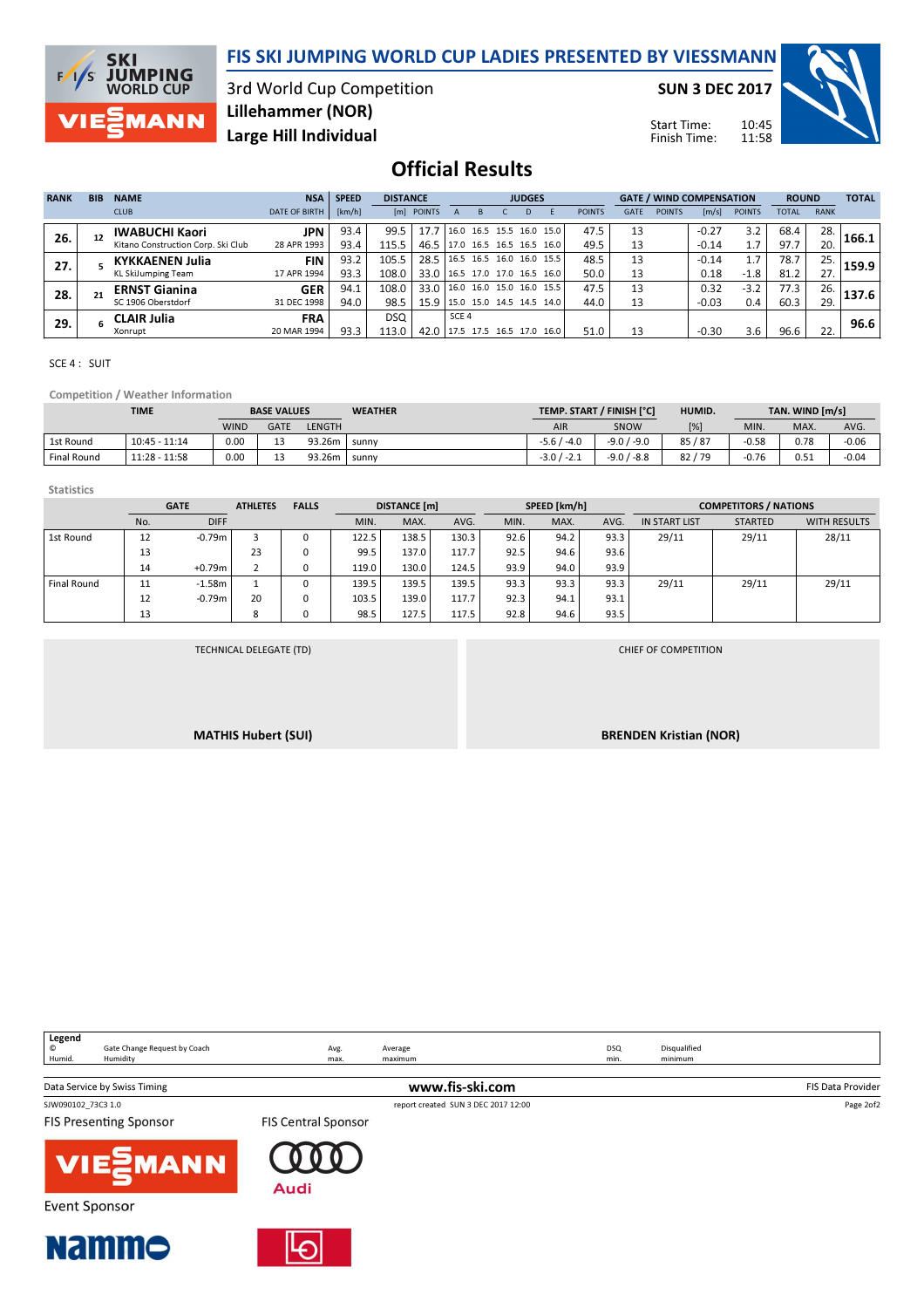# FIS SKI JUMPING WORLD CUP LADIES PRESENTED BY VIESSMANN

3rd World Cup Competition
**Lillehammer (NOR)**
**Large Hill Individual**

**SUN 3 DEC 2017**

Start Time: 10:45
Finish Time: 11:58

## Official Results

| RANK | BIB | NAME / CLUB | NSA / DATE OF BIRTH | SPEED [km/h] | DISTANCE [m] | DISTANCE POINTS | JUDGES A | B | C | D | E | JUDGES POINTS | GATE | GATE POINTS | WIND [m/s] | WIND POINTS | ROUND TOTAL | ROUND RANK | TOTAL |
|---|---|---|---|---|---|---|---|---|---|---|---|---|---|---|---|---|---|---|---|
| 26. | 12 | **IWABUCHI Kaori** | JPN | 93.4 | 99.5 | 17.7 | 16.0 | 16.5 | 15.5 | 16.0 | 15.0 | 47.5 | 13 | | -0.27 | 3.2 | 68.4 | 28. | **166.1** |
| | | Kitano Construction Corp. Ski Club | 28 APR 1993 | 93.4 | 115.5 | 46.5 | 17.0 | 16.5 | 16.5 | 16.5 | 16.0 | 49.5 | 13 | | -0.14 | 1.7 | 97.7 | 20. | |
| 27. | 5 | **KYKKAENEN Julia** | FIN | 93.2 | 105.5 | 28.5 | 16.5 | 16.5 | 16.0 | 16.0 | 15.5 | 48.5 | 13 | | -0.14 | 1.7 | 78.7 | 25. | **159.9** |
| | | KL SkiJumping Team | 17 APR 1994 | 93.3 | 108.0 | 33.0 | 16.5 | 17.0 | 17.0 | 16.5 | 16.0 | 50.0 | 13 | | 0.18 | -1.8 | 81.2 | 27. | |
| 28. | 21 | **ERNST Gianina** | GER | 94.1 | 108.0 | 33.0 | 16.0 | 16.0 | 15.0 | 16.0 | 15.5 | 47.5 | 13 | | 0.32 | -3.2 | 77.3 | 26. | **137.6** |
| | | SC 1906 Oberstdorf | 31 DEC 1998 | 94.0 | 98.5 | 15.9 | 15.0 | 15.0 | 14.5 | 14.5 | 14.0 | 44.0 | 13 | | -0.03 | 0.4 | 60.3 | 29. | |
| 29. | 6 | **CLAIR Julia** | FRA | | DSQ | | SCE 4 | | | | | | | | | | | | **96.6** |
| | | Xonrupt | 20 MAR 1994 | 93.3 | 113.0 | 42.0 | 17.5 | 17.5 | 16.5 | 17.0 | 16.0 | 51.0 | 13 | | -0.30 | 3.6 | 96.6 | 22. | |

SCE 4 : SUIT

### Competition / Weather Information

| | TIME | BASE VALUES WIND | GATE | LENGTH | WEATHER | TEMP. START / FINISH [°C] AIR | SNOW | HUMID. [%] | TAN. WIND [m/s] MIN. | MAX. | AVG. |
|---|---|---|---|---|---|---|---|---|---|---|---|
| 1st Round | 10:45 - 11:14 | 0.00 | 13 | 93.26m | sunny | -5.6 / -4.0 | -9.0 / -9.0 | 85 / 87 | -0.58 | 0.78 | -0.06 |
| Final Round | 11:28 - 11:58 | 0.00 | 13 | 93.26m | sunny | -3.0 / -2.1 | -9.0 / -8.8 | 82 / 79 | -0.76 | 0.51 | -0.04 |

### Statistics

| | GATE No. | DIFF | ATHLETES | FALLS | DISTANCE [m] MIN. | MAX. | AVG. | SPEED [km/h] MIN. | MAX. | AVG. | COMPETITORS / NATIONS IN START LIST | STARTED | WITH RESULTS |
|---|---|---|---|---|---|---|---|---|---|---|---|---|---|
| 1st Round | 12 | -0.79m | 3 | 0 | 122.5 | 138.5 | 130.3 | 92.6 | 94.2 | 93.3 | 29/11 | 29/11 | 28/11 |
| | 13 | | 23 | 0 | 99.5 | 137.0 | 117.7 | 92.5 | 94.6 | 93.6 | | | |
| | 14 | +0.79m | 2 | 0 | 119.0 | 130.0 | 124.5 | 93.9 | 94.0 | 93.9 | | | |
| Final Round | 11 | -1.58m | 1 | 0 | 139.5 | 139.5 | 139.5 | 93.3 | 93.3 | 93.3 | 29/11 | 29/11 | 29/11 |
| | 12 | -0.79m | 20 | 0 | 103.5 | 139.0 | 117.7 | 92.3 | 94.1 | 93.1 | | | |
| | 13 | | 8 | 0 | 98.5 | 127.5 | 117.5 | 92.8 | 94.6 | 93.5 | | | |

TECHNICAL DELEGATE (TD)
**MATHIS Hubert (SUI)**

CHIEF OF COMPETITION
**BRENDEN Kristian (NOR)**

**Legend**

| | | | | | |
|---|---|---|---|---|---|
| © | Gate Change Request by Coach | Avg. | Average | DSQ | Disqualified |
| Humid. | Humidity | max. | maximum | min. | minimum |

Data Service by Swiss Timing — **www.fis-ski.com** — FIS Data Provider

SJW090102_73C3 1.0 — report created SUN 3 DEC 2017 12:00

FIS Presenting Sponsor: VIESSMANN — FIS Central Sponsor: Audi

Event Sponsor: Nammo